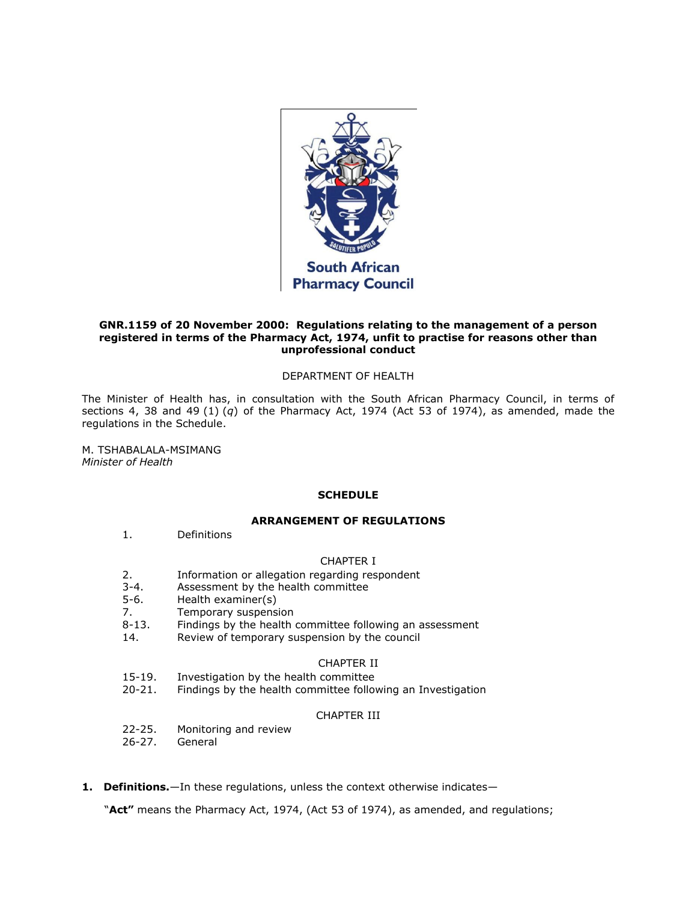South African Pharmacy Council

**GNR.1159 of 20 November 2000: Regulations relating to the management of a person registered in terms of the Pharmacy Act, 1974, unfit to practise for reasons other than unprofessional conduct**

DEPARTMENT OF HEALTH

The Minister of Health has, in consultation with the South African Pharmacy Council, in terms of sections 4, 38 and 49 (1) (*q*) of the Pharmacy Act, 1974 (Act 53 of 1974), as amended, made the regulations in the Schedule.

M. TSHABALALA-MSIMANG
*Minister of Health*

**SCHEDULE**

**ARRANGEMENT OF REGULATIONS**

1. Definitions

CHAPTER I

2. Information or allegation regarding respondent
3-4. Assessment by the health committee
5-6. Health examiner(s)
7. Temporary suspension
8-13. Findings by the health committee following an assessment
14. Review of temporary suspension by the council

CHAPTER II

15-19. Investigation by the health committee
20-21. Findings by the health committee following an Investigation

CHAPTER III

22-25. Monitoring and review
26-27. General

**1. Definitions.**—In these regulations, unless the context otherwise indicates—

"**Act**" means the Pharmacy Act, 1974, (Act 53 of 1974), as amended, and regulations;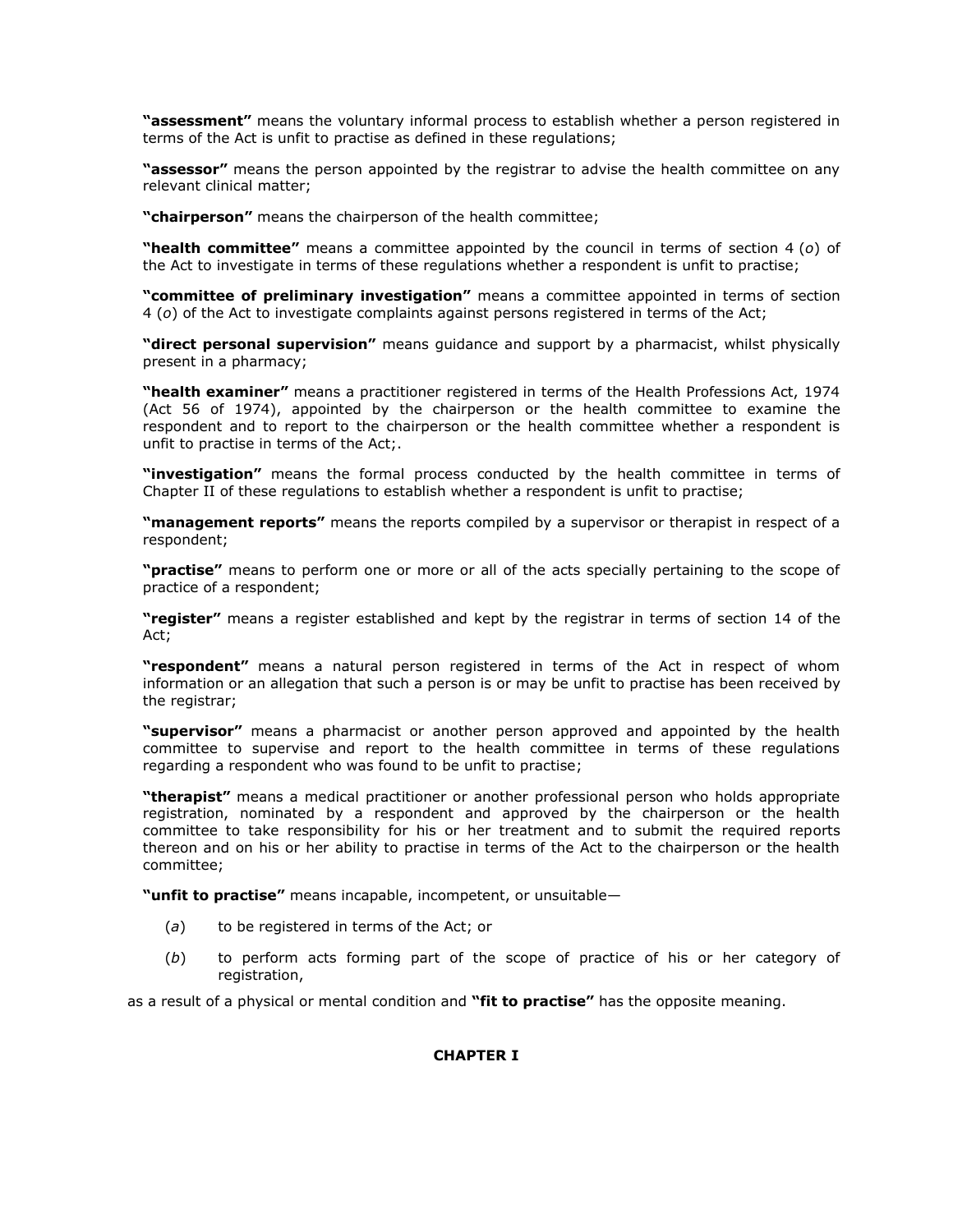**"assessment"** means the voluntary informal process to establish whether a person registered in terms of the Act is unfit to practise as defined in these regulations;

**"assessor"** means the person appointed by the registrar to advise the health committee on any relevant clinical matter;

**"chairperson"** means the chairperson of the health committee;

**"health committee"** means a committee appointed by the council in terms of section 4 (*o*) of the Act to investigate in terms of these regulations whether a respondent is unfit to practise;

**"committee of preliminary investigation"** means a committee appointed in terms of section 4 (*o*) of the Act to investigate complaints against persons registered in terms of the Act;

**"direct personal supervision"** means guidance and support by a pharmacist, whilst physically present in a pharmacy;

**"health examiner"** means a practitioner registered in terms of the Health Professions Act, 1974 (Act 56 of 1974), appointed by the chairperson or the health committee to examine the respondent and to report to the chairperson or the health committee whether a respondent is unfit to practise in terms of the Act;.

**"investigation"** means the formal process conducted by the health committee in terms of Chapter II of these regulations to establish whether a respondent is unfit to practise;

**"management reports"** means the reports compiled by a supervisor or therapist in respect of a respondent;

**"practise"** means to perform one or more or all of the acts specially pertaining to the scope of practice of a respondent;

**"register"** means a register established and kept by the registrar in terms of section 14 of the Act;

**"respondent"** means a natural person registered in terms of the Act in respect of whom information or an allegation that such a person is or may be unfit to practise has been received by the registrar;

**"supervisor"** means a pharmacist or another person approved and appointed by the health committee to supervise and report to the health committee in terms of these regulations regarding a respondent who was found to be unfit to practise;

**"therapist"** means a medical practitioner or another professional person who holds appropriate registration, nominated by a respondent and approved by the chairperson or the health committee to take responsibility for his or her treatment and to submit the required reports thereon and on his or her ability to practise in terms of the Act to the chairperson or the health committee;

**"unfit to practise"** means incapable, incompetent, or unsuitable—

(*a*) to be registered in terms of the Act; or

(*b*) to perform acts forming part of the scope of practice of his or her category of registration,

as a result of a physical or mental condition and **"fit to practise"** has the opposite meaning.

## CHAPTER I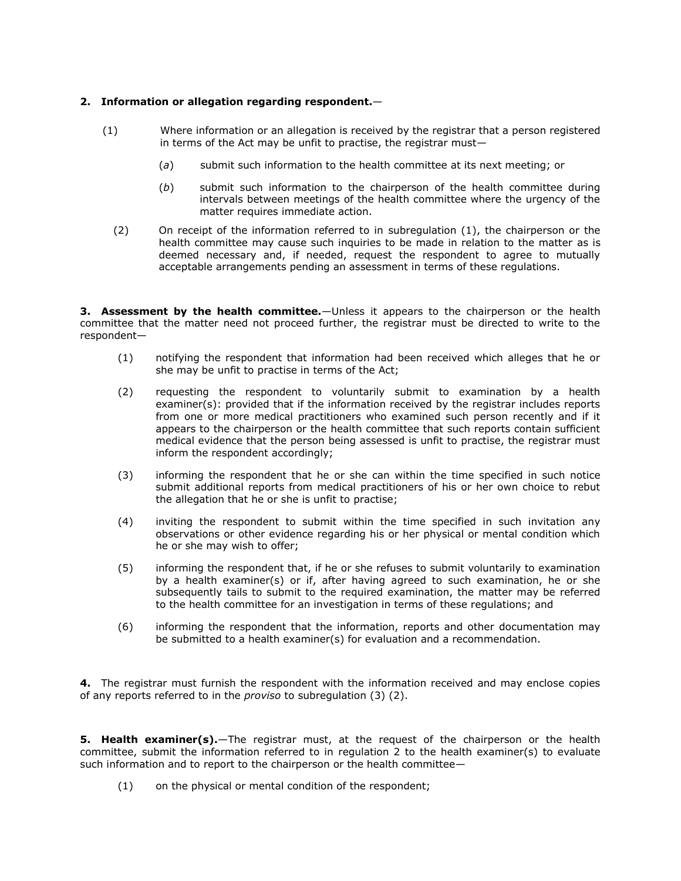**2. Information or allegation regarding respondent.**—

(1) Where information or an allegation is received by the registrar that a person registered in terms of the Act may be unfit to practise, the registrar must—

(*a*) submit such information to the health committee at its next meeting; or

(*b*) submit such information to the chairperson of the health committee during intervals between meetings of the health committee where the urgency of the matter requires immediate action.

(2) On receipt of the information referred to in subregulation (1), the chairperson or the health committee may cause such inquiries to be made in relation to the matter as is deemed necessary and, if needed, request the respondent to agree to mutually acceptable arrangements pending an assessment in terms of these regulations.

**3. Assessment by the health committee.**—Unless it appears to the chairperson or the health committee that the matter need not proceed further, the registrar must be directed to write to the respondent—

(1) notifying the respondent that information had been received which alleges that he or she may be unfit to practise in terms of the Act;

(2) requesting the respondent to voluntarily submit to examination by a health examiner(s): provided that if the information received by the registrar includes reports from one or more medical practitioners who examined such person recently and if it appears to the chairperson or the health committee that such reports contain sufficient medical evidence that the person being assessed is unfit to practise, the registrar must inform the respondent accordingly;

(3) informing the respondent that he or she can within the time specified in such notice submit additional reports from medical practitioners of his or her own choice to rebut the allegation that he or she is unfit to practise;

(4) inviting the respondent to submit within the time specified in such invitation any observations or other evidence regarding his or her physical or mental condition which he or she may wish to offer;

(5) informing the respondent that, if he or she refuses to submit voluntarily to examination by a health examiner(s) or if, after having agreed to such examination, he or she subsequently tails to submit to the required examination, the matter may be referred to the health committee for an investigation in terms of these regulations; and

(6) informing the respondent that the information, reports and other documentation may be submitted to a health examiner(s) for evaluation and a recommendation.

**4.** The registrar must furnish the respondent with the information received and may enclose copies of any reports referred to in the *proviso* to subregulation (3) (2).

**5. Health examiner(s).**—The registrar must, at the request of the chairperson or the health committee, submit the information referred to in regulation 2 to the health examiner(s) to evaluate such information and to report to the chairperson or the health committee—

(1) on the physical or mental condition of the respondent;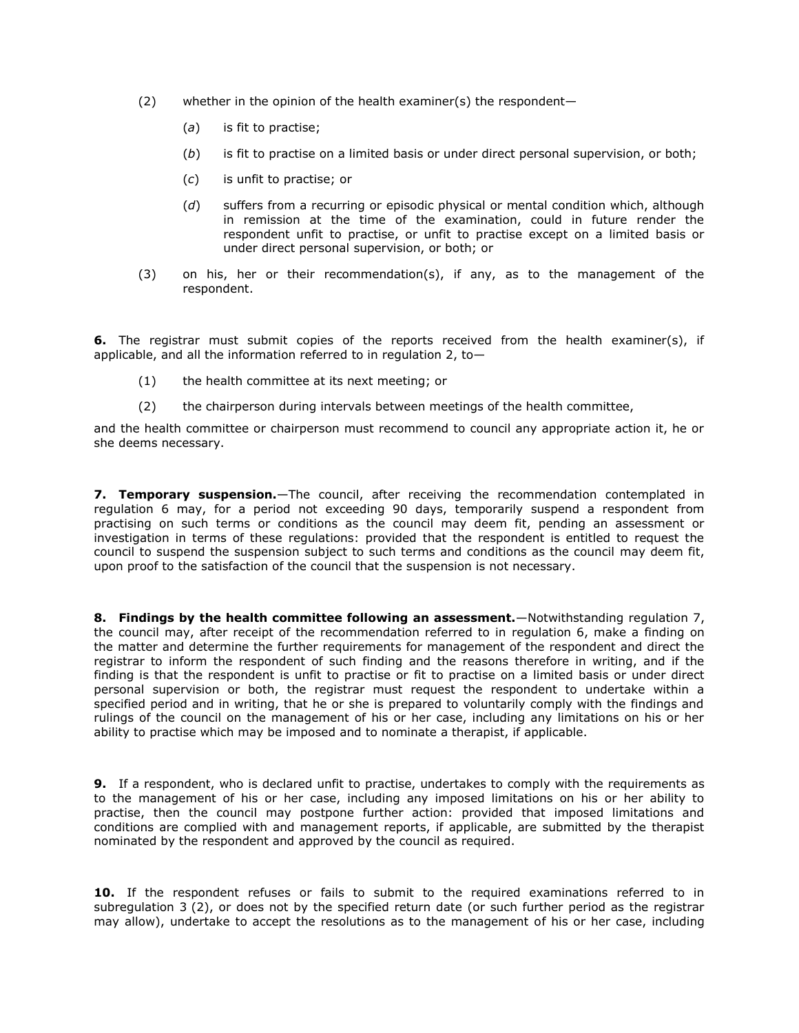(2) whether in the opinion of the health examiner(s) the respondent—

   (*a*) is fit to practise;

   (*b*) is fit to practise on a limited basis or under direct personal supervision, or both;

   (*c*) is unfit to practise; or

   (*d*) suffers from a recurring or episodic physical or mental condition which, although in remission at the time of the examination, could in future render the respondent unfit to practise, or unfit to practise except on a limited basis or under direct personal supervision, or both; or

(3) on his, her or their recommendation(s), if any, as to the management of the respondent.

**6.** The registrar must submit copies of the reports received from the health examiner(s), if applicable, and all the information referred to in regulation 2, to—

(1) the health committee at its next meeting; or

(2) the chairperson during intervals between meetings of the health committee,

and the health committee or chairperson must recommend to council any appropriate action it, he or she deems necessary.

**7. Temporary suspension.**—The council, after receiving the recommendation contemplated in regulation 6 may, for a period not exceeding 90 days, temporarily suspend a respondent from practising on such terms or conditions as the council may deem fit, pending an assessment or investigation in terms of these regulations: provided that the respondent is entitled to request the council to suspend the suspension subject to such terms and conditions as the council may deem fit, upon proof to the satisfaction of the council that the suspension is not necessary.

**8. Findings by the health committee following an assessment.**—Notwithstanding regulation 7, the council may, after receipt of the recommendation referred to in regulation 6, make a finding on the matter and determine the further requirements for management of the respondent and direct the registrar to inform the respondent of such finding and the reasons therefore in writing, and if the finding is that the respondent is unfit to practise or fit to practise on a limited basis or under direct personal supervision or both, the registrar must request the respondent to undertake within a specified period and in writing, that he or she is prepared to voluntarily comply with the findings and rulings of the council on the management of his or her case, including any limitations on his or her ability to practise which may be imposed and to nominate a therapist, if applicable.

**9.** If a respondent, who is declared unfit to practise, undertakes to comply with the requirements as to the management of his or her case, including any imposed limitations on his or her ability to practise, then the council may postpone further action: provided that imposed limitations and conditions are complied with and management reports, if applicable, are submitted by the therapist nominated by the respondent and approved by the council as required.

**10.** If the respondent refuses or fails to submit to the required examinations referred to in subregulation 3 (2), or does not by the specified return date (or such further period as the registrar may allow), undertake to accept the resolutions as to the management of his or her case, including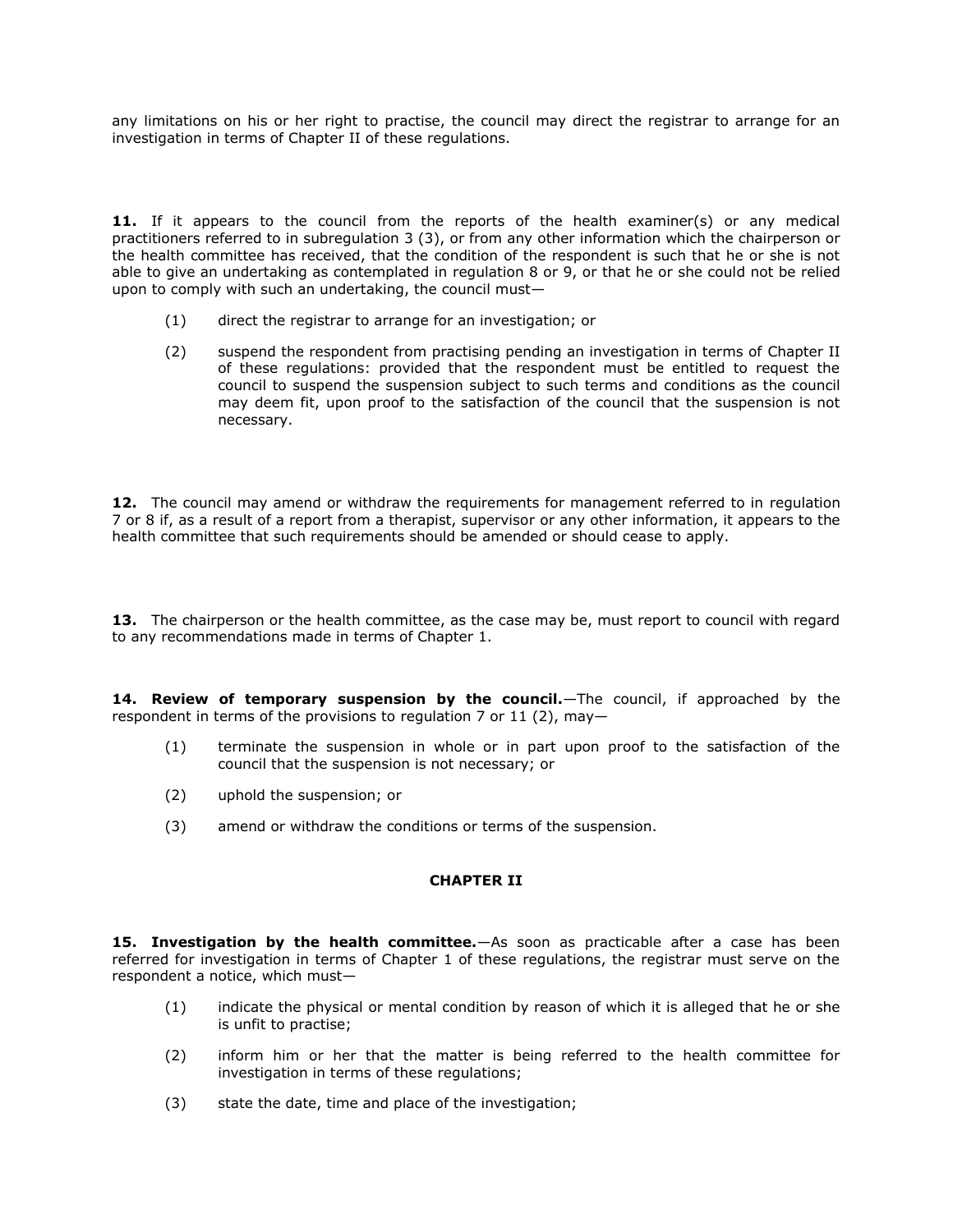any limitations on his or her right to practise, the council may direct the registrar to arrange for an investigation in terms of Chapter II of these regulations.

**11.** If it appears to the council from the reports of the health examiner(s) or any medical practitioners referred to in subregulation 3 (3), or from any other information which the chairperson or the health committee has received, that the condition of the respondent is such that he or she is not able to give an undertaking as contemplated in regulation 8 or 9, or that he or she could not be relied upon to comply with such an undertaking, the council must—

(1) direct the registrar to arrange for an investigation; or

(2) suspend the respondent from practising pending an investigation in terms of Chapter II of these regulations: provided that the respondent must be entitled to request the council to suspend the suspension subject to such terms and conditions as the council may deem fit, upon proof to the satisfaction of the council that the suspension is not necessary.

**12.** The council may amend or withdraw the requirements for management referred to in regulation 7 or 8 if, as a result of a report from a therapist, supervisor or any other information, it appears to the health committee that such requirements should be amended or should cease to apply.

**13.** The chairperson or the health committee, as the case may be, must report to council with regard to any recommendations made in terms of Chapter 1.

**14. Review of temporary suspension by the council.**—The council, if approached by the respondent in terms of the provisions to regulation 7 or 11 (2), may—

(1) terminate the suspension in whole or in part upon proof to the satisfaction of the council that the suspension is not necessary; or

(2) uphold the suspension; or

(3) amend or withdraw the conditions or terms of the suspension.

## CHAPTER II

**15. Investigation by the health committee.**—As soon as practicable after a case has been referred for investigation in terms of Chapter 1 of these regulations, the registrar must serve on the respondent a notice, which must—

(1) indicate the physical or mental condition by reason of which it is alleged that he or she is unfit to practise;

(2) inform him or her that the matter is being referred to the health committee for investigation in terms of these regulations;

(3) state the date, time and place of the investigation;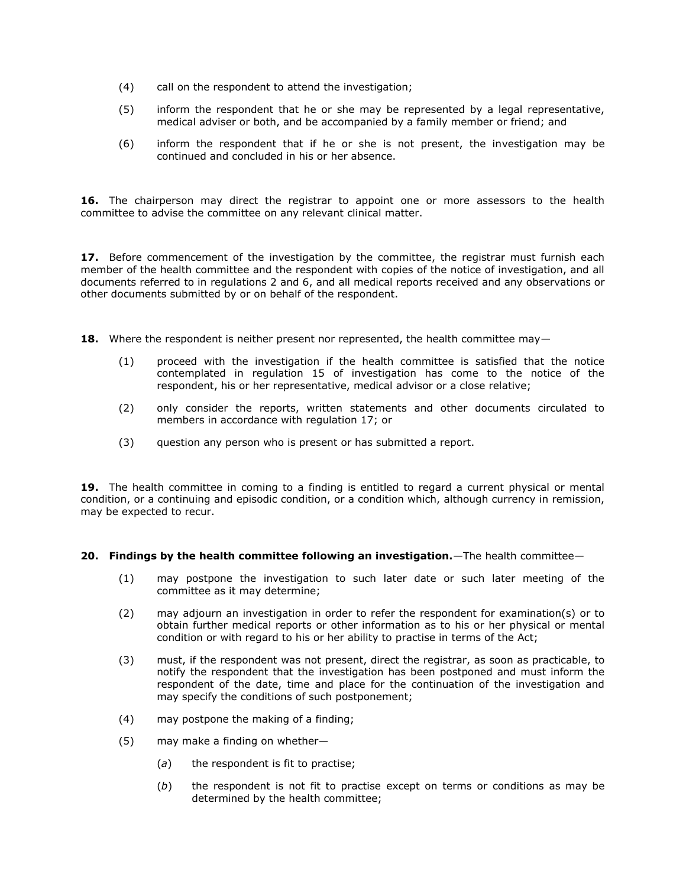(4) call on the respondent to attend the investigation;

(5) inform the respondent that he or she may be represented by a legal representative, medical adviser or both, and be accompanied by a family member or friend; and

(6) inform the respondent that if he or she is not present, the investigation may be continued and concluded in his or her absence.

**16.** The chairperson may direct the registrar to appoint one or more assessors to the health committee to advise the committee on any relevant clinical matter.

**17.** Before commencement of the investigation by the committee, the registrar must furnish each member of the health committee and the respondent with copies of the notice of investigation, and all documents referred to in regulations 2 and 6, and all medical reports received and any observations or other documents submitted by or on behalf of the respondent.

**18.** Where the respondent is neither present nor represented, the health committee may—

(1) proceed with the investigation if the health committee is satisfied that the notice contemplated in regulation 15 of investigation has come to the notice of the respondent, his or her representative, medical advisor or a close relative;

(2) only consider the reports, written statements and other documents circulated to members in accordance with regulation 17; or

(3) question any person who is present or has submitted a report.

**19.** The health committee in coming to a finding is entitled to regard a current physical or mental condition, or a continuing and episodic condition, or a condition which, although currency in remission, may be expected to recur.

**20. Findings by the health committee following an investigation.**—The health committee—

(1) may postpone the investigation to such later date or such later meeting of the committee as it may determine;

(2) may adjourn an investigation in order to refer the respondent for examination(s) or to obtain further medical reports or other information as to his or her physical or mental condition or with regard to his or her ability to practise in terms of the Act;

(3) must, if the respondent was not present, direct the registrar, as soon as practicable, to notify the respondent that the investigation has been postponed and must inform the respondent of the date, time and place for the continuation of the investigation and may specify the conditions of such postponement;

(4) may postpone the making of a finding;

(5) may make a finding on whether—

   (*a*) the respondent is fit to practise;

   (*b*) the respondent is not fit to practise except on terms or conditions as may be determined by the health committee;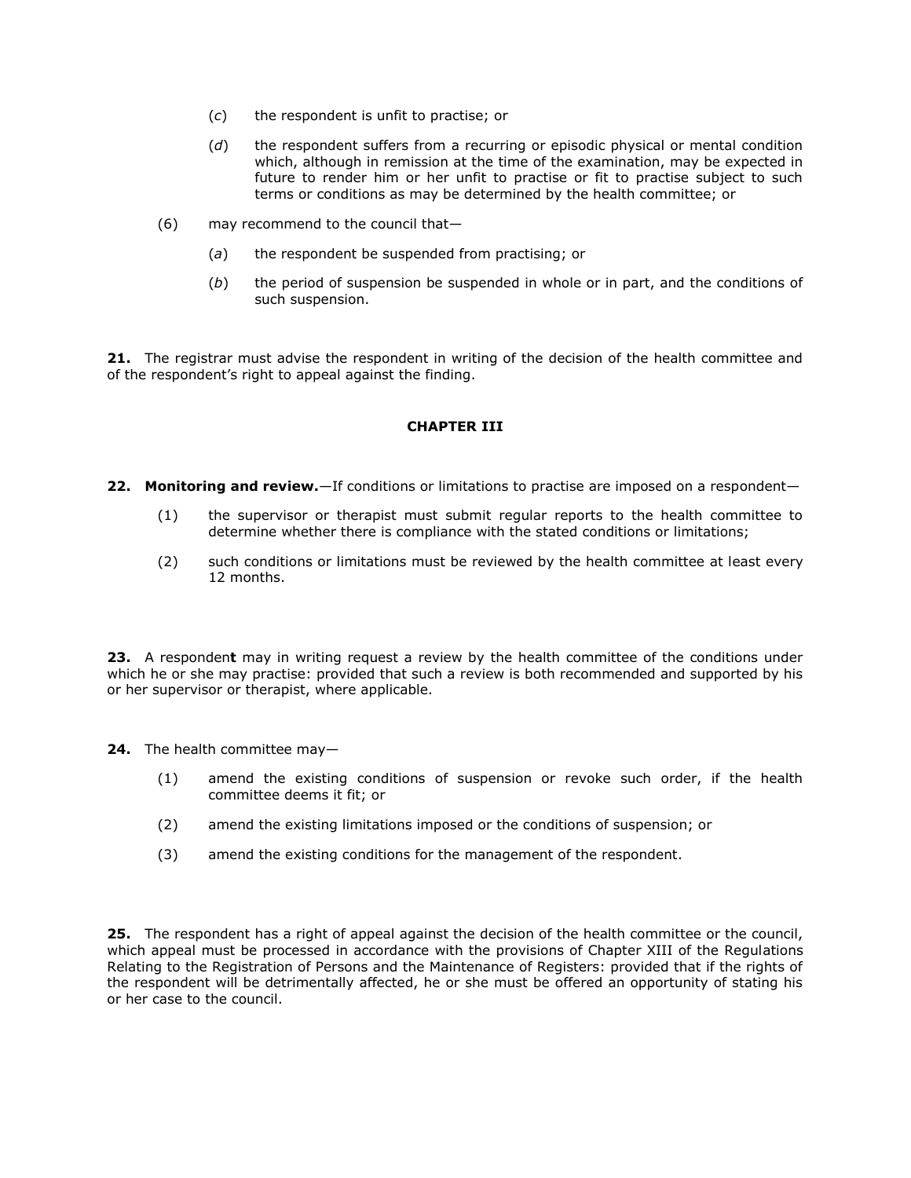(*c*) the respondent is unfit to practise; or

(*d*) the respondent suffers from a recurring or episodic physical or mental condition which, although in remission at the time of the examination, may be expected in future to render him or her unfit to practise or fit to practise subject to such terms or conditions as may be determined by the health committee; or

(6) may recommend to the council that—

(*a*) the respondent be suspended from practising; or

(*b*) the period of suspension be suspended in whole or in part, and the conditions of such suspension.

**21.** The registrar must advise the respondent in writing of the decision of the health committee and of the respondent's right to appeal against the finding.

## CHAPTER III

**22. Monitoring and review.**—If conditions or limitations to practise are imposed on a respondent—

(1) the supervisor or therapist must submit regular reports to the health committee to determine whether there is compliance with the stated conditions or limitations;

(2) such conditions or limitations must be reviewed by the health committee at least every 12 months.

**23.** A responden**t** may in writing request a review by the health committee of the conditions under which he or she may practise: provided that such a review is both recommended and supported by his or her supervisor or therapist, where applicable.

**24.** The health committee may—

(1) amend the existing conditions of suspension or revoke such order, if the health committee deems it fit; or

(2) amend the existing limitations imposed or the conditions of suspension; or

(3) amend the existing conditions for the management of the respondent.

**25.** The respondent has a right of appeal against the decision of the health committee or the council, which appeal must be processed in accordance with the provisions of Chapter XIII of the Regulations Relating to the Registration of Persons and the Maintenance of Registers: provided that if the rights of the respondent will be detrimentally affected, he or she must be offered an opportunity of stating his or her case to the council.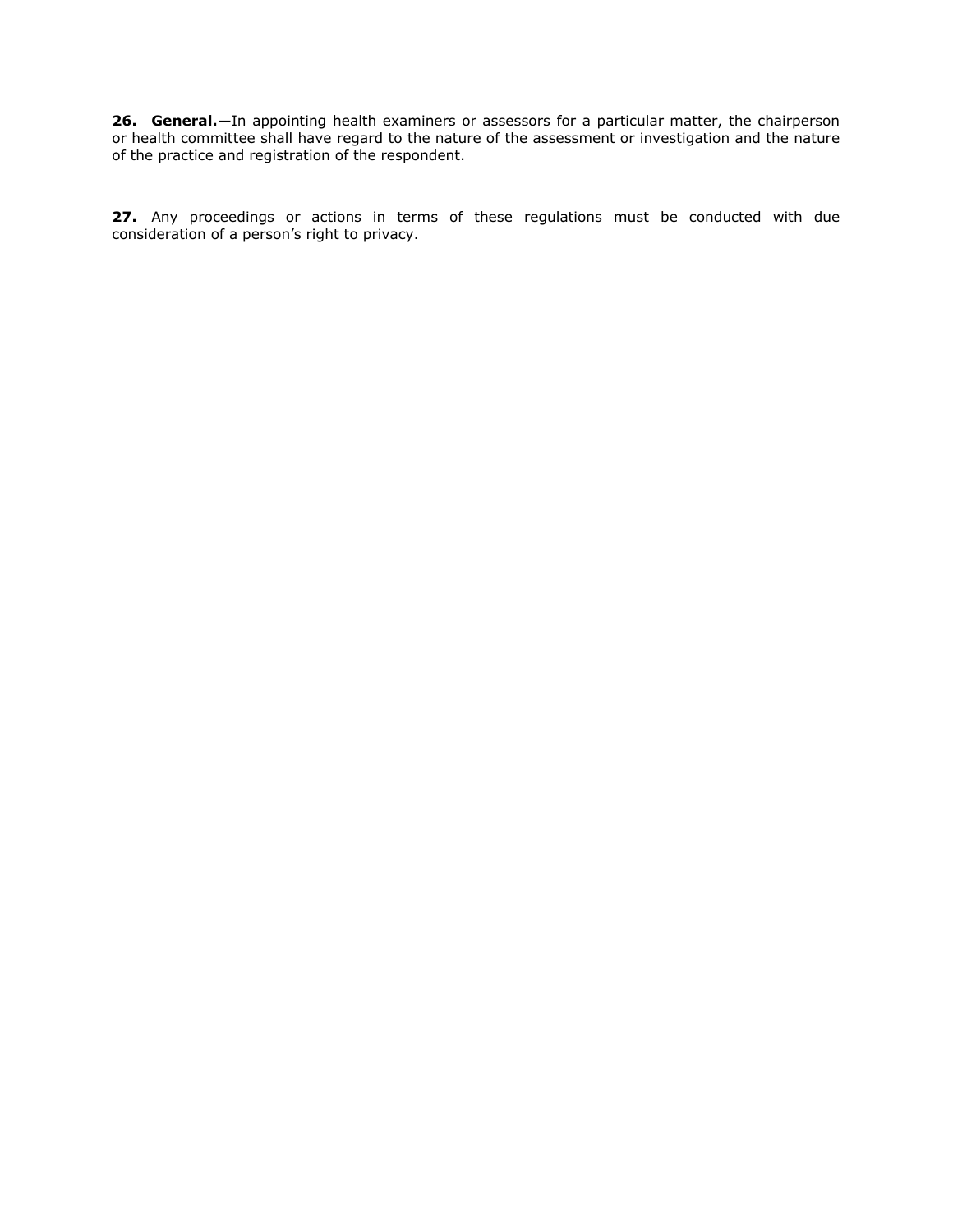**26. General.**—In appointing health examiners or assessors for a particular matter, the chairperson or health committee shall have regard to the nature of the assessment or investigation and the nature of the practice and registration of the respondent.

**27.** Any proceedings or actions in terms of these regulations must be conducted with due consideration of a person's right to privacy.